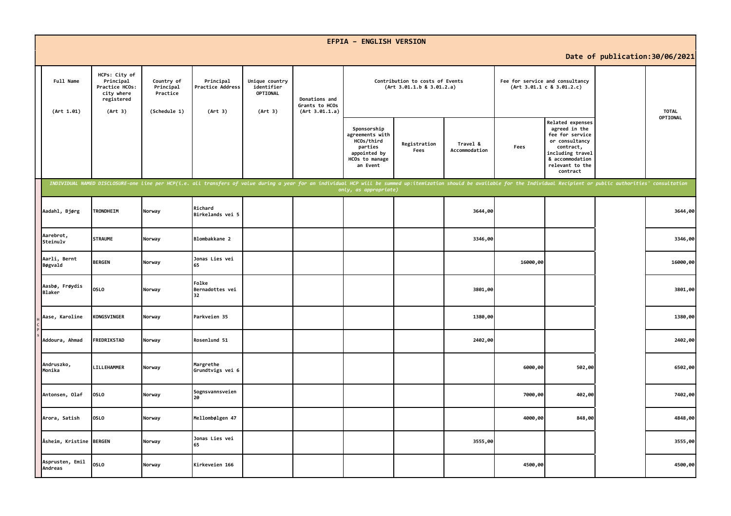# EFPIA - ENGLISH VERSION

**Date of publication:30/06/2021**

| Full Name (Art 1.01) | HCPs: City of Principal Practice HCOs: city where registered (Art 3) | Country of Principal Practice (Schedule 1) | Principal Practice Address (Art 3) | Unique country identifier OPTIONAL (Art 3) | Donations and Grants to HCOs (Art 3.01.1.a) | Contribution to costs of Events (Art 3.01.1.b & 3.01.2.a) | | | Fee for service and consultancy (Art 3.01.1 c & 3.01.2.c) | | | TOTAL OPTIONAL |
|---|---|---|---|---|---|---|---|---|---|---|---|---|
| | | | | | | Sponsorship agreements with HCOs/third parties appointed by HCOs to manage an Event | Registration Fees | Travel & Accommodation | Fees | Related expenses agreed in the fee for service or consultancy contract, including travel & accommodation relevant to the contract | | |
| *INDIVIDUAL NAMED DISCLOSURE-one line per HCP(i.e. all transfers of value during a year for an individual HCP will be summed up:itemization should be available for the Individual Recipient or public authorities' consultation only, as appropriate)* | | | | | | | | | | | | |
| Aadahl, Bjørg | TRONDHEIM | Norway | Richard Birkelands vei 5 | | | | | 3644,00 | | | | 3644,00 |
| Aarebrot, Steinulv | STRAUME | Norway | Blombakkane 2 | | | | | 3346,00 | | | | 3346,00 |
| Aarli, Bernt Bøgvald | BERGEN | Norway | Jonas Lies vei 65 | | | | | | 16000,00 | | | 16000,00 |
| Aasbø, Frøydis Blaker | OSLO | Norway | Folke Bernadottes vei 32 | | | | | 3801,00 | | | | 3801,00 |
| Aase, Karoline | KONGSVINGER | Norway | Parkveien 35 | | | | | 1380,00 | | | | 1380,00 |
| Addoura, Ahmad | FREDRIKSTAD | Norway | Rosenlund 51 | | | | | 2402,00 | | | | 2402,00 |
| Andruszko, Monika | LILLEHAMMER | Norway | Margrethe Grundtvigs vei 6 | | | | | | 6000,00 | 502,00 | | 6502,00 |
| Antonsen, Olaf | OSLO | Norway | Sognsvannsveien 20 | | | | | | 7000,00 | 402,00 | | 7402,00 |
| Arora, Satish | OSLO | Norway | Mellombølgen 47 | | | | | | 4000,00 | 848,00 | | 4848,00 |
| Åsheim, Kristine | BERGEN | Norway | Jonas Lies vei 65 | | | | | 3555,00 | | | | 3555,00 |
| Asprusten, Emil Andreas | OSLO | Norway | Kirkeveien 166 | | | | | | 4500,00 | | | 4500,00 |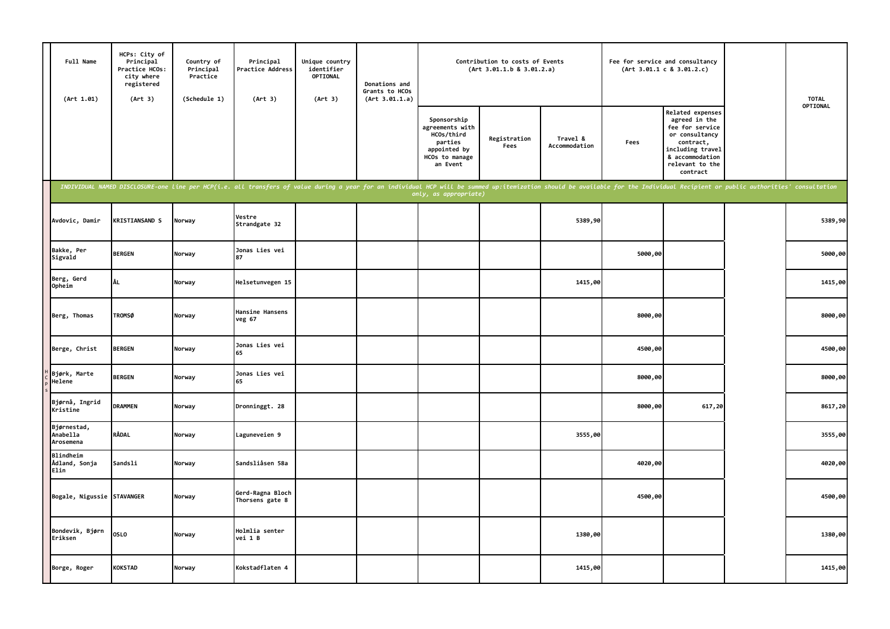| Full Name (Art 1.01) | HCPs: City of Principal Practice HCOs: city where registered (Art 3) | Country of Principal Practice (Schedule 1) | Principal Practice Address (Art 3) | Unique country identifier OPTIONAL (Art 3) | Donations and Grants to HCOs (Art 3.01.1.a) | Contribution to costs of Events (Art 3.01.1.b & 3.01.2.a) | | | Fee for service and consultancy (Art 3.01.1 c & 3.01.2.c) | | | TOTAL OPTIONAL |
|---|---|---|---|---|---|---|---|---|---|---|---|---|
| | | | | | | Sponsorship agreements with HCOs/third parties appointed by HCOs to manage an Event | Registration Fees | Travel & Accommodation | Fees | Related expenses agreed in the fee for service or consultancy contract, including travel & accommodation relevant to the contract | | |
| *INDIVIDUAL NAMED DISCLOSURE-one line per HCP(i.e. all transfers of value during a year for an individual HCP will be summed up:itemization should be available for the Individual Recipient or public authorities' consultation only, as appropriate)* | | | | | | | | | | | | |
| Avdovic, Damir | KRISTIANSAND S | Norway | Vestre Strandgate 32 | | | | | 5389,90 | | | | 5389,90 |
| Bakke, Per Sigvald | BERGEN | Norway | Jonas Lies vei 87 | | | | | | 5000,00 | | | 5000,00 |
| Berg, Gerd Opheim | ÅL | Norway | Helsetunvegen 15 | | | | | 1415,00 | | | | 1415,00 |
| Berg, Thomas | TROMSØ | Norway | Hansine Hansens veg 67 | | | | | | 8000,00 | | | 8000,00 |
| Berge, Christ | BERGEN | Norway | Jonas Lies vei 65 | | | | | | 4500,00 | | | 4500,00 |
| Bjørk, Marte Helene | BERGEN | Norway | Jonas Lies vei 65 | | | | | | 8000,00 | | | 8000,00 |
| Bjørnå, Ingrid Kristine | DRAMMEN | Norway | Dronninggt. 28 | | | | | | 8000,00 | 617,20 | | 8617,20 |
| Bjørnestad, Anabella Arosemena | RÅDAL | Norway | Laguneveien 9 | | | | | 3555,00 | | | | 3555,00 |
| Blindheim Ådland, Sonja Elin | Sandsli | Norway | Sandsliåsen 58a | | | | | | 4020,00 | | | 4020,00 |
| Bogale, Nigussie | STAVANGER | Norway | Gerd-Ragna Bloch Thorsens gate 8 | | | | | | 4500,00 | | | 4500,00 |
| Bondevik, Bjørn Eriksen | OSLO | Norway | Holmlia senter vei 1 B | | | | | 1380,00 | | | | 1380,00 |
| Borge, Roger | KOKSTAD | Norway | Kokstadflaten 4 | | | | | 1415,00 | | | | 1415,00 |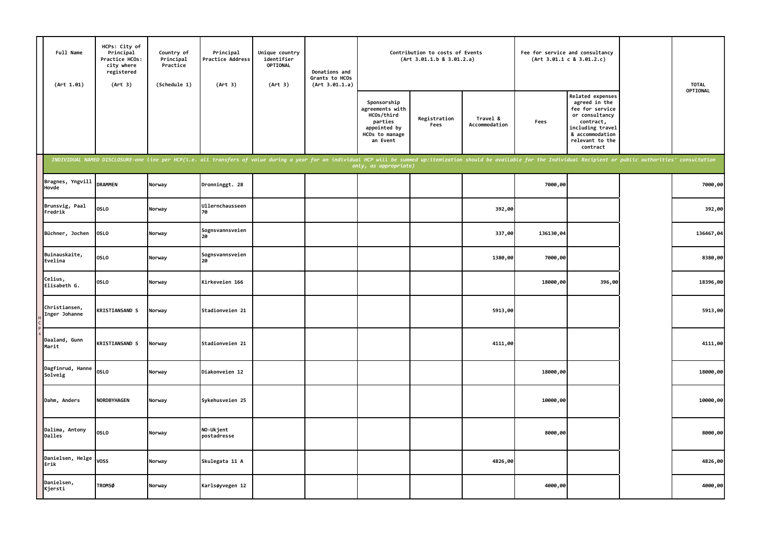| Full Name (Art 1.01) | HCPs: City of Principal Practice HCOs: city where registered (Art 3) | Country of Principal Practice (Schedule 1) | Principal Practice Address (Art 3) | Unique country identifier OPTIONAL (Art 3) | Donations and Grants to HCOs (Art 3.01.1.a) | Contribution to costs of Events (Art 3.01.1.b & 3.01.2.a) | | | Fee for service and consultancy (Art 3.01.1 c & 3.01.2.c) | | | TOTAL OPTIONAL |
|---|---|---|---|---|---|---|---|---|---|---|---|---|
| | | | | | | Sponsorship agreements with HCOs/third parties appointed by HCOs to manage an Event | Registration Fees | Travel & Accommodation | Fees | Related expenses agreed in the fee for service or consultancy contract, including travel & accommodation relevant to the contract | | |
| *INDIVIDUAL NAMED DISCLOSURE-one line per HCP(i.e. all transfers of value during a year for an individual HCP will be summed up:itemization should be available for the Individual Recipient or public authorities' consultation only, as appropriate)* | | | | | | | | | | | | |
| Bragnes, Yngvill Hovde | DRAMMEN | Norway | Dronninggt. 28 | | | | | | 7000,00 | | | 7000,00 |
| Brunsvig, Paal Fredrik | OSLO | Norway | Ullernchausseen 70 | | | | | 392,00 | | | | 392,00 |
| Büchner, Jochen | OSLO | Norway | Sognsvannsveien 20 | | | | | 337,00 | 136130,04 | | | 136467,04 |
| Buinauskaite, Evelina | OSLO | Norway | Sognsvannsveien 20 | | | | | 1380,00 | 7000,00 | | | 8380,00 |
| Celius, Elisabeth G. | OSLO | Norway | Kirkeveien 166 | | | | | | 18000,00 | 396,00 | | 18396,00 |
| Christiansen, Inger Johanne | KRISTIANSAND S | Norway | Stadionveien 21 | | | | | 5913,00 | | | | 5913,00 |
| Daaland, Gunn Marit | KRISTIANSAND S | Norway | Stadionveien 21 | | | | | 4111,00 | | | | 4111,00 |
| Dagfinrud, Hanne Solveig | OSLO | Norway | Diakonveien 12 | | | | | | 18000,00 | | | 18000,00 |
| Dahm, Anders | NORDBYHAGEN | Norway | Sykehusveien 25 | | | | | | 10000,00 | | | 10000,00 |
| Dalima, Antony Dalles | OSLO | Norway | NO-Ukjent postadresse | | | | | | 8000,00 | | | 8000,00 |
| Danielsen, Helge Erik | VOSS | Norway | Skulegata 11 A | | | | | 4826,00 | | | | 4826,00 |
| Danielsen, Kjersti | TROMSØ | Norway | Karlsøyvegen 12 | | | | | | 4000,00 | | | 4000,00 |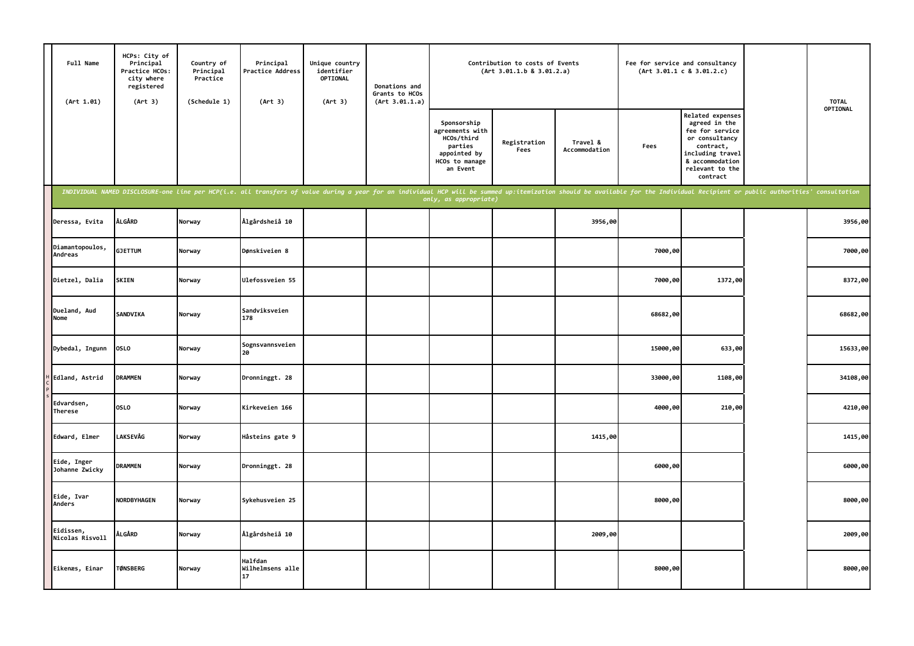| Full Name (Art 1.01) | HCPs: City of Principal Practice HCOs: city where registered (Art 3) | Country of Principal Practice (Schedule 1) | Principal Practice Address (Art 3) | Unique country identifier OPTIONAL (Art 3) | Donations and Grants to HCOs (Art 3.01.1.a) | Contribution to costs of Events (Art 3.01.1.b & 3.01.2.a) | | | Fee for service and consultancy (Art 3.01.1 c & 3.01.2.c) | | | TOTAL OPTIONAL |
|---|---|---|---|---|---|---|---|---|---|---|---|---|
| | | | | | | Sponsorship agreements with HCOs/third parties appointed by HCOs to manage an Event | Registration Fees | Travel & Accommodation | Fees | Related expenses agreed in the fee for service or consultancy contract, including travel & accommodation relevant to the contract | | |
| *INDIVIDUAL NAMED DISCLOSURE-one line per HCP(i.e. all transfers of value during a year for an individual HCP will be summed up:itemization should be available for the Individual Recipient or public authorities' consultation only, as appropriate)* | | | | | | | | | | | | |
| Deressa, Evita | ÅLGÅRD | Norway | Ålgårdsheiå 10 | | | | | 3956,00 | | | | 3956,00 |
| Diamantopoulos, Andreas | GJETTUM | Norway | Dønskiveien 8 | | | | | | 7000,00 | | | 7000,00 |
| Dietzel, Dalia | SKIEN | Norway | Ulefossveien 55 | | | | | | 7000,00 | 1372,00 | | 8372,00 |
| Dueland, Aud Nome | SANDVIKA | Norway | Sandviksveien 178 | | | | | | 68682,00 | | | 68682,00 |
| Dybedal, Ingunn | OSLO | Norway | Sognsvannsveien 20 | | | | | | 15000,00 | 633,00 | | 15633,00 |
| Edland, Astrid | DRAMMEN | Norway | Dronninggt. 28 | | | | | | 33000,00 | 1108,00 | | 34108,00 |
| Edvardsen, Therese | OSLO | Norway | Kirkeveien 166 | | | | | | 4000,00 | 210,00 | | 4210,00 |
| Edward, Elmer | LAKSEVÅG | Norway | Håsteins gate 9 | | | | | 1415,00 | | | | 1415,00 |
| Eide, Inger Johanne Zwicky | DRAMMEN | Norway | Dronninggt. 28 | | | | | | 6000,00 | | | 6000,00 |
| Eide, Ivar Anders | NORDBYHAGEN | Norway | Sykehusveien 25 | | | | | | 8000,00 | | | 8000,00 |
| Eidissen, Nicolas Risvoll | ÅLGÅRD | Norway | Ålgårdsheiå 10 | | | | | 2009,00 | | | | 2009,00 |
| Eikenæs, Einar | TØNSBERG | Norway | Halfdan Wilhelmsens alle 17 | | | | | | 8000,00 | | | 8000,00 |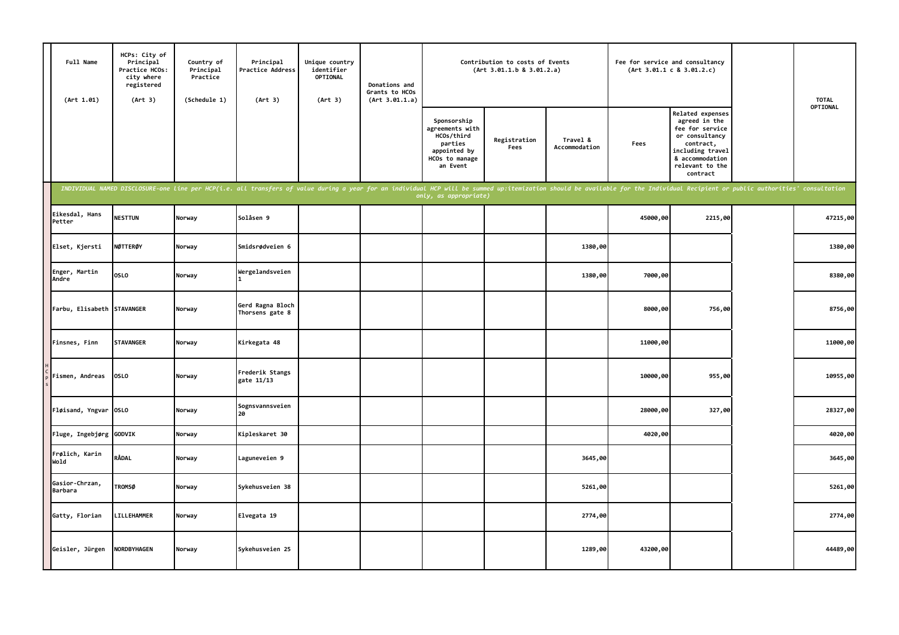| Full Name (Art 1.01) | HCPs: City of Principal Practice HCOs: city where registered (Art 3) | Country of Principal Practice (Schedule 1) | Principal Practice Address (Art 3) | Unique country identifier OPTIONAL (Art 3) | Donations and Grants to HCOs (Art 3.01.1.a) | Contribution to costs of Events (Art 3.01.1.b & 3.01.2.a) | | | Fee for service and consultancy (Art 3.01.1 c & 3.01.2.c) | | | TOTAL OPTIONAL |
|---|---|---|---|---|---|---|---|---|---|---|---|---|
| | | | | | | Sponsorship agreements with HCOs/third parties appointed by HCOs to manage an Event | Registration Fees | Travel & Accommodation | Fees | Related expenses agreed in the fee for service or consultancy contract, including travel & accommodation relevant to the contract | | |
| *INDIVIDUAL NAMED DISCLOSURE-one line per HCP(i.e. all transfers of value during a year for an individual HCP will be summed up:itemization should be available for the Individual Recipient or public authorities' consultation only, as appropriate)* | | | | | | | | | | | | |
| Eikesdal, Hans Petter | **NESTTUN** | Norway | Solåsen 9 | | | | | | 45000,00 | 2215,00 | | 47215,00 |
| Elset, Kjersti | **NØTTERØY** | Norway | Smidsrødveien 6 | | | | | 1380,00 | | | | 1380,00 |
| Enger, Martin Andre | **OSLO** | Norway | Wergelandsveien 1 | | | | | 1380,00 | 7000,00 | | | 8380,00 |
| Farbu, Elisabeth | **STAVANGER** | Norway | Gerd Ragna Bloch Thorsens gate 8 | | | | | | 8000,00 | 756,00 | | 8756,00 |
| Finsnes, Finn | **STAVANGER** | Norway | Kirkegata 48 | | | | | | 11000,00 | | | 11000,00 |
| Fismen, Andreas | **OSLO** | Norway | Frederik Stangs gate 11/13 | | | | | | 10000,00 | 955,00 | | 10955,00 |
| Fløisand, Yngvar | **OSLO** | Norway | Sognsvannsveien 20 | | | | | | 28000,00 | 327,00 | | 28327,00 |
| Fluge, Ingebjørg | **GODVIK** | Norway | Kipleskaret 30 | | | | | | 4020,00 | | | 4020,00 |
| Frølich, Karin Wold | **RÅDAL** | Norway | Laguneveien 9 | | | | | 3645,00 | | | | 3645,00 |
| Gasior-Chrzan, Barbara | **TROMSØ** | Norway | Sykehusveien 38 | | | | | 5261,00 | | | | 5261,00 |
| Gatty, Florian | **LILLEHAMMER** | Norway | Elvegata 19 | | | | | 2774,00 | | | | 2774,00 |
| Geisler, Jürgen | **NORDBYHAGEN** | Norway | Sykehusveien 25 | | | | | 1289,00 | 43200,00 | | | 44489,00 |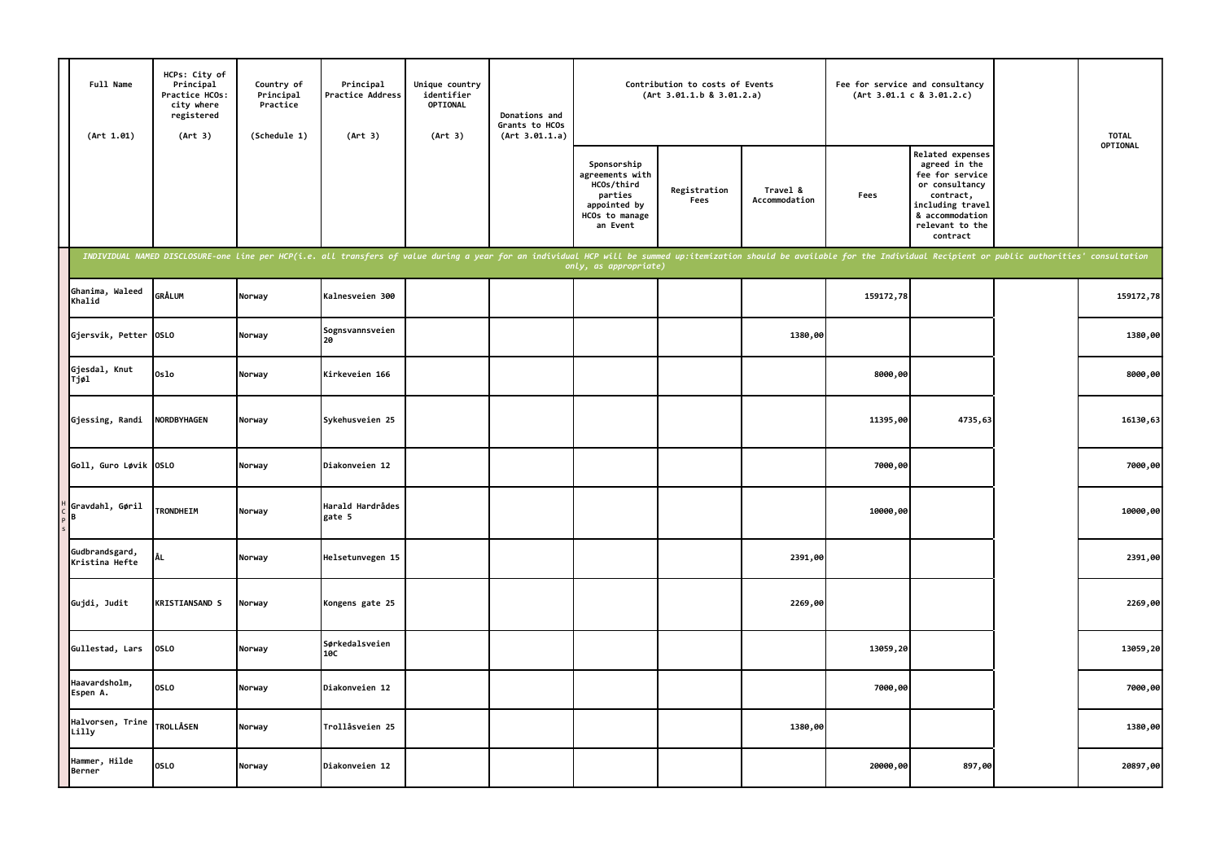| Full Name (Art 1.01) | HCPs: City of Principal Practice HCOs: city where registered (Art 3) | Country of Principal Practice (Schedule 1) | Principal Practice Address (Art 3) | Unique country identifier OPTIONAL (Art 3) | Donations and Grants to HCOs (Art 3.01.1.a) | Contribution to costs of Events (Art 3.01.1.b & 3.01.2.a) | | | Fee for service and consultancy (Art 3.01.1 c & 3.01.2.c) | | | TOTAL OPTIONAL |
|---|---|---|---|---|---|---|---|---|---|---|---|---|
| | | | | | | Sponsorship agreements with HCOs/third parties appointed by HCOs to manage an Event | Registration Fees | Travel & Accommodation | Fees | Related expenses agreed in the fee for service or consultancy contract, including travel & accommodation relevant to the contract | | |
| *INDIVIDUAL NAMED DISCLOSURE-one line per HCP(i.e. all transfers of value during a year for an individual HCP will be summed up:itemization should be available for the Individual Recipient or public authorities' consultation only, as appropriate)* | | | | | | | | | | | | |
| Ghanima, Waleed Khalid | GRÅLUM | Norway | Kalnesveien 300 | | | | | | 159172,78 | | | 159172,78 |
| Gjersvik, Petter | OSLO | Norway | Sognsvannsveien 20 | | | | | 1380,00 | | | | 1380,00 |
| Gjesdal, Knut Tjøl | Oslo | Norway | Kirkeveien 166 | | | | | | 8000,00 | | | 8000,00 |
| Gjessing, Randi | NORDBYHAGEN | Norway | Sykehusveien 25 | | | | | | 11395,00 | 4735,63 | | 16130,63 |
| Goll, Guro Løvik | OSLO | Norway | Diakonveien 12 | | | | | | 7000,00 | | | 7000,00 |
| Gravdahl, Gøril B | TRONDHEIM | Norway | Harald Hardrådes gate 5 | | | | | | 10000,00 | | | 10000,00 |
| Gudbrandsgard, Kristina Hefte | ÅL | Norway | Helsetunvegen 15 | | | | | 2391,00 | | | | 2391,00 |
| Gujdi, Judit | KRISTIANSAND S | Norway | Kongens gate 25 | | | | | 2269,00 | | | | 2269,00 |
| Gullestad, Lars | OSLO | Norway | Sørkedalsveien 10C | | | | | | 13059,20 | | | 13059,20 |
| Haavardsholm, Espen A. | OSLO | Norway | Diakonveien 12 | | | | | | 7000,00 | | | 7000,00 |
| Halvorsen, Trine Lilly | TROLLÅSEN | Norway | Trollåsveien 25 | | | | | 1380,00 | | | | 1380,00 |
| Hammer, Hilde Berner | OSLO | Norway | Diakonveien 12 | | | | | | 20000,00 | 897,00 | | 20897,00 |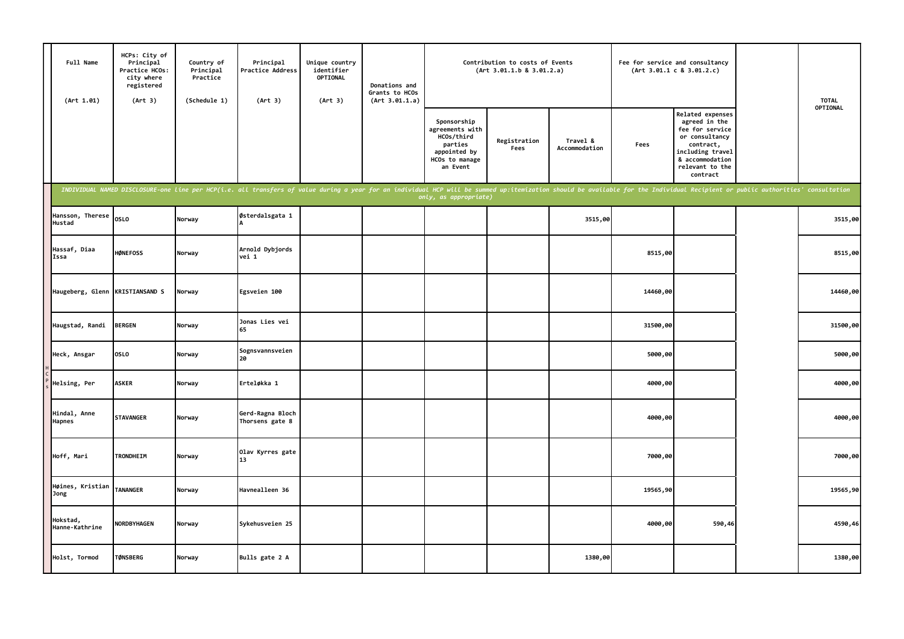| Full Name (Art 1.01) | HCPs: City of Principal Practice HCOs: city where registered (Art 3) | Country of Principal Practice (Schedule 1) | Principal Practice Address (Art 3) | Unique country identifier OPTIONAL (Art 3) | Donations and Grants to HCOs (Art 3.01.1.a) | Contribution to costs of Events (Art 3.01.1.b & 3.01.2.a) | | | Fee for service and consultancy (Art 3.01.1 c & 3.01.2.c) | | | TOTAL OPTIONAL |
|---|---|---|---|---|---|---|---|---|---|---|---|---|
| | | | | | | Sponsorship agreements with HCOs/third parties appointed by HCOs to manage an Event | Registration Fees | Travel & Accommodation | Fees | Related expenses agreed in the fee for service or consultancy contract, including travel & accommodation relevant to the contract | | |
| *INDIVIDUAL NAMED DISCLOSURE-one line per HCP(i.e. all transfers of value during a year for an individual HCP will be summed up:itemization should be available for the Individual Recipient or public authorities' consultation only, as appropriate)* | | | | | | | | | | | | |
| Hansson, Therese Hustad | OSLO | Norway | Østerdalsgata 1 A | | | | | 3515,00 | | | | 3515,00 |
| Hassaf, Diaa Issa | HØNEFOSS | Norway | Arnold Dybjords vei 1 | | | | | | 8515,00 | | | 8515,00 |
| Haugeberg, Glenn | KRISTIANSAND S | Norway | Egsveien 100 | | | | | | 14460,00 | | | 14460,00 |
| Haugstad, Randi | BERGEN | Norway | Jonas Lies vei 65 | | | | | | 31500,00 | | | 31500,00 |
| Heck, Ansgar | OSLO | Norway | Sognsvannsveien 20 | | | | | | 5000,00 | | | 5000,00 |
| Helsing, Per | ASKER | Norway | Erteløkka 1 | | | | | | 4000,00 | | | 4000,00 |
| Hindal, Anne Hapnes | STAVANGER | Norway | Gerd-Ragna Bloch Thorsens gate 8 | | | | | | 4000,00 | | | 4000,00 |
| Hoff, Mari | TRONDHEIM | Norway | Olav Kyrres gate 13 | | | | | | 7000,00 | | | 7000,00 |
| Høines, Kristian Jong | TANANGER | Norway | Havnealleen 36 | | | | | | 19565,90 | | | 19565,90 |
| Hokstad, Hanne-Kathrine | NORDBYHAGEN | Norway | Sykehusveien 25 | | | | | | 4000,00 | 590,46 | | 4590,46 |
| Holst, Tormod | TØNSBERG | Norway | Bulls gate 2 A | | | | | 1380,00 | | | | 1380,00 |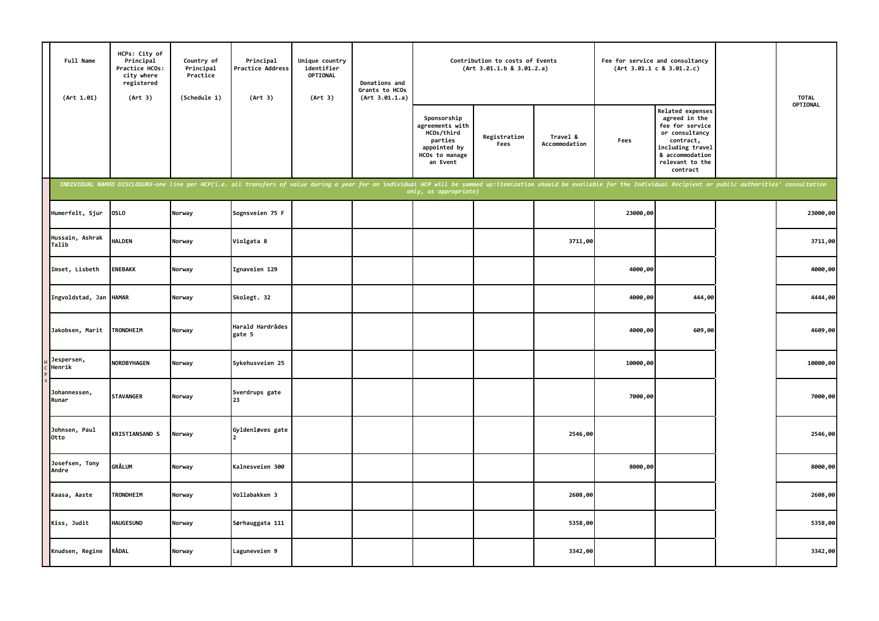| Full Name (Art 1.01) | HCPs: City of Principal Practice HCOs: city where registered (Art 3) | Country of Principal Practice (Schedule 1) | Principal Practice Address (Art 3) | Unique country identifier OPTIONAL (Art 3) | Donations and Grants to HCOs (Art 3.01.1.a) | Contribution to costs of Events (Art 3.01.1.b & 3.01.2.a) | | | Fee for service and consultancy (Art 3.01.1 c & 3.01.2.c) | | | TOTAL OPTIONAL |
|---|---|---|---|---|---|---|---|---|---|---|---|---|
| | | | | | | Sponsorship agreements with HCOs/third parties appointed by HCOs to manage an Event | Registration Fees | Travel & Accommodation | Fees | Related expenses agreed in the fee for service or consultancy contract, including travel & accommodation relevant to the contract | | |
| *INDIVIDUAL NAMED DISCLOSURE-one line per HCP(i.e. all transfers of value during a year for an individual HCP will be summed up:itemization should be available for the Individual Recipient or public authorities' consultation only, as appropriate)* | | | | | | | | | | | | |
| Humerfelt, Sjur | OSLO | Norway | Sognsveien 75 F | | | | | | 23000,00 | | | 23000,00 |
| Hussain, Ashrak Talib | HALDEN | Norway | Violgata 8 | | | | | 3711,00 | | | | 3711,00 |
| Imset, Lisbeth | ENEBAKK | Norway | Ignaveien 129 | | | | | | 4000,00 | | | 4000,00 |
| Ingvoldstad, Jan | HAMAR | Norway | Skolegt. 32 | | | | | | 4000,00 | 444,00 | | 4444,00 |
| Jakobsen, Marit | TRONDHEIM | Norway | Harald Hardrådes gate 5 | | | | | | 4000,00 | 609,00 | | 4609,00 |
| Jespersen, Henrik | NORDBYHAGEN | Norway | Sykehusveien 25 | | | | | | 10000,00 | | | 10000,00 |
| Johannessen, Runar | STAVANGER | Norway | Sverdrups gate 23 | | | | | | 7000,00 | | | 7000,00 |
| Johnsen, Paul Otto | KRISTIANSAND S | Norway | Gyldenløves gate 2 | | | | | 2546,00 | | | | 2546,00 |
| Josefsen, Tony Andre | GRÅLUM | Norway | Kalnesveien 300 | | | | | | 8000,00 | | | 8000,00 |
| Kaasa, Aaste | TRONDHEIM | Norway | Vollabakken 3 | | | | | 2608,00 | | | | 2608,00 |
| Kiss, Judit | HAUGESUND | Norway | Sørhauggata 111 | | | | | 5358,00 | | | | 5358,00 |
| Knudsen, Regine | RÅDAL | Norway | Laguneveien 9 | | | | | 3342,00 | | | | 3342,00 |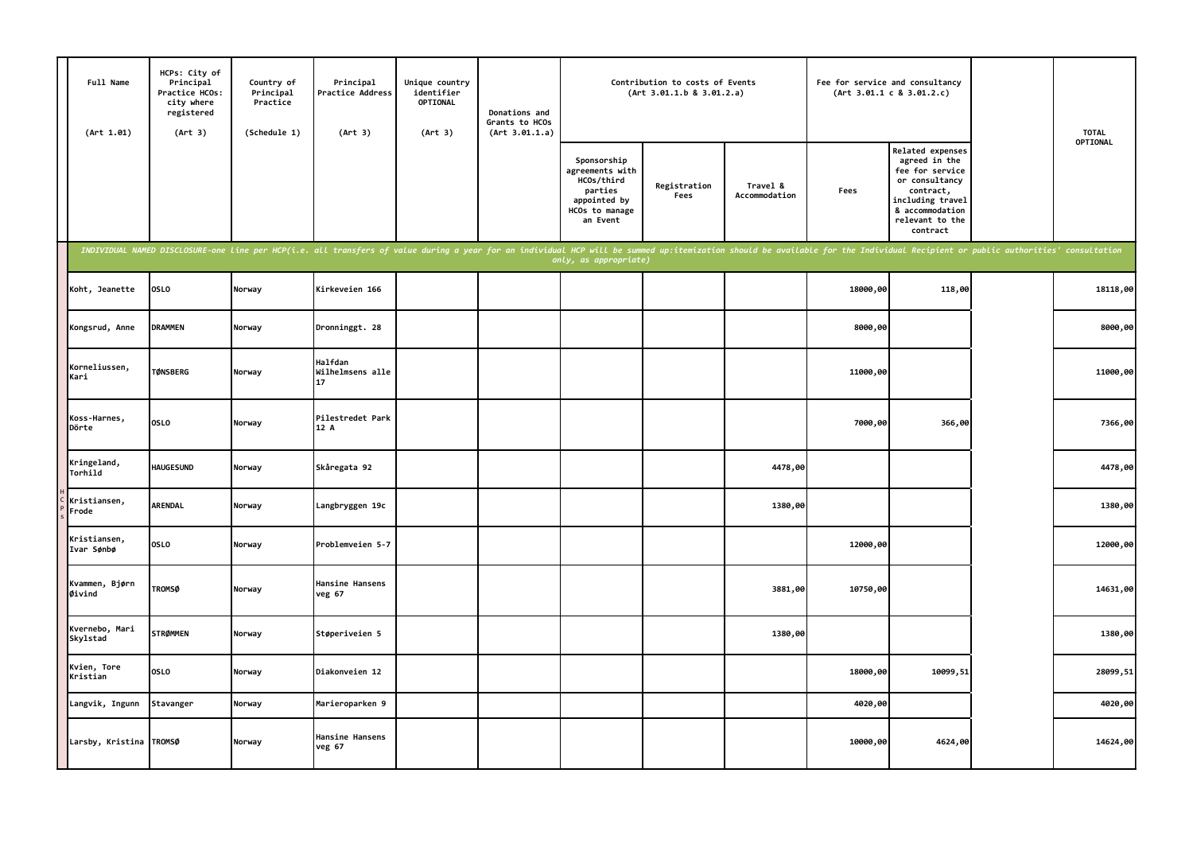| Full Name (Art 1.01) | HCPs: City of Principal Practice HCOs: city where registered (Art 3) | Country of Principal Practice (Schedule 1) | Principal Practice Address (Art 3) | Unique country identifier OPTIONAL (Art 3) | Donations and Grants to HCOs (Art 3.01.1.a) | Contribution to costs of Events (Art 3.01.1.b & 3.01.2.a) | | | Fee for service and consultancy (Art 3.01.1 c & 3.01.2.c) | | | TOTAL OPTIONAL |
|---|---|---|---|---|---|---|---|---|---|---|---|---|
| | | | | | | Sponsorship agreements with HCOs/third parties appointed by HCOs to manage an Event | Registration Fees | Travel & Accommodation | Fees | Related expenses agreed in the fee for service or consultancy contract, including travel & accommodation relevant to the contract | | |
| *INDIVIDUAL NAMED DISCLOSURE-one line per HCP(i.e. all transfers of value during a year for an individual HCP will be summed up:itemization should be available for the Individual Recipient or public authorities' consultation only, as appropriate)* | | | | | | | | | | | | |
| Koht, Jeanette | OSLO | Norway | Kirkeveien 166 | | | | | | 18000,00 | 118,00 | | 18118,00 |
| Kongsrud, Anne | DRAMMEN | Norway | Dronninggt. 28 | | | | | | 8000,00 | | | 8000,00 |
| Korneliussen, Kari | TØNSBERG | Norway | Halfdan Wilhelmsens alle 17 | | | | | | 11000,00 | | | 11000,00 |
| Koss-Harnes, Dörte | OSLO | Norway | Pilestredet Park 12 A | | | | | | 7000,00 | 366,00 | | 7366,00 |
| Kringeland, Torhild | HAUGESUND | Norway | Skåregata 92 | | | | | 4478,00 | | | | 4478,00 |
| Kristiansen, Frode | ARENDAL | Norway | Langbryggen 19c | | | | | 1380,00 | | | | 1380,00 |
| Kristiansen, Ivar Sønbø | OSLO | Norway | Problemveien 5-7 | | | | | | 12000,00 | | | 12000,00 |
| Kvammen, Bjørn Øivind | TROMSØ | Norway | Hansine Hansens veg 67 | | | | | 3881,00 | 10750,00 | | | 14631,00 |
| Kvernebo, Mari Skylstad | STRØMMEN | Norway | Støperiveien 5 | | | | | 1380,00 | | | | 1380,00 |
| Kvien, Tore Kristian | OSLO | Norway | Diakonveien 12 | | | | | | 18000,00 | 10099,51 | | 28099,51 |
| Langvik, Ingunn | Stavanger | Norway | Marieroparken 9 | | | | | | 4020,00 | | | 4020,00 |
| Larsby, Kristina | TROMSØ | Norway | Hansine Hansens veg 67 | | | | | | 10000,00 | 4624,00 | | 14624,00 |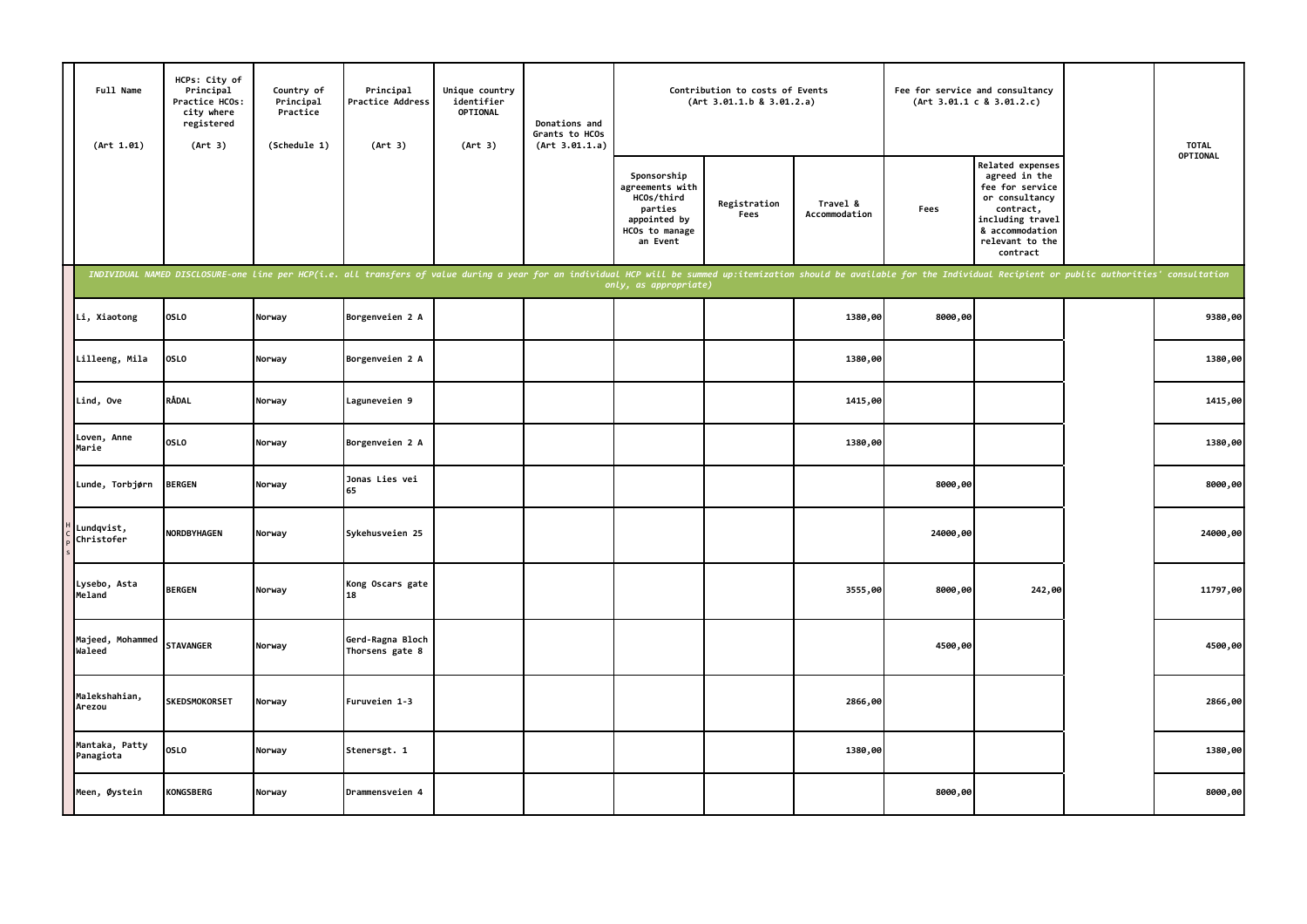| Full Name (Art 1.01) | HCPs: City of Principal Practice HCOs: city where registered (Art 3) | Country of Principal Practice (Schedule 1) | Principal Practice Address (Art 3) | Unique country identifier OPTIONAL (Art 3) | Donations and Grants to HCOs (Art 3.01.1.a) | Contribution to costs of Events (Art 3.01.1.b & 3.01.2.a) | | | Fee for service and consultancy (Art 3.01.1 c & 3.01.2.c) | | | TOTAL OPTIONAL |
|---|---|---|---|---|---|---|---|---|---|---|---|---|
| | | | | | | Sponsorship agreements with HCOs/third parties appointed by HCOs to manage an Event | Registration Fees | Travel & Accommodation | Fees | Related expenses agreed in the fee for service or consultancy contract, including travel & accommodation relevant to the contract | | |
| *INDIVIDUAL NAMED DISCLOSURE-one line per HCP(i.e. all transfers of value during a year for an individual HCP will be summed up:itemization should be available for the Individual Recipient or public authorities' consultation only, as appropriate)* | | | | | | | | | | | | |
| Li, Xiaotong | OSLO | Norway | Borgenveien 2 A | | | | | 1380,00 | 8000,00 | | | 9380,00 |
| Lilleeng, Mila | OSLO | Norway | Borgenveien 2 A | | | | | 1380,00 | | | | 1380,00 |
| Lind, Ove | RÅDAL | Norway | Laguneveien 9 | | | | | 1415,00 | | | | 1415,00 |
| Loven, Anne Marie | OSLO | Norway | Borgenveien 2 A | | | | | 1380,00 | | | | 1380,00 |
| Lunde, Torbjørn | BERGEN | Norway | Jonas Lies vei 65 | | | | | | 8000,00 | | | 8000,00 |
| Lundqvist, Christofer | NORDBYHAGEN | Norway | Sykehusveien 25 | | | | | | 24000,00 | | | 24000,00 |
| Lysebo, Asta Meland | BERGEN | Norway | Kong Oscars gate 18 | | | | | 3555,00 | 8000,00 | 242,00 | | 11797,00 |
| Majeed, Mohammed Waleed | STAVANGER | Norway | Gerd-Ragna Bloch Thorsens gate 8 | | | | | | 4500,00 | | | 4500,00 |
| Malekshahian, Arezou | SKEDSMOKORSET | Norway | Furuveien 1-3 | | | | | 2866,00 | | | | 2866,00 |
| Mantaka, Patty Panagiota | OSLO | Norway | Stenersgt. 1 | | | | | 1380,00 | | | | 1380,00 |
| Meen, Øystein | KONGSBERG | Norway | Drammensveien 4 | | | | | | 8000,00 | | | 8000,00 |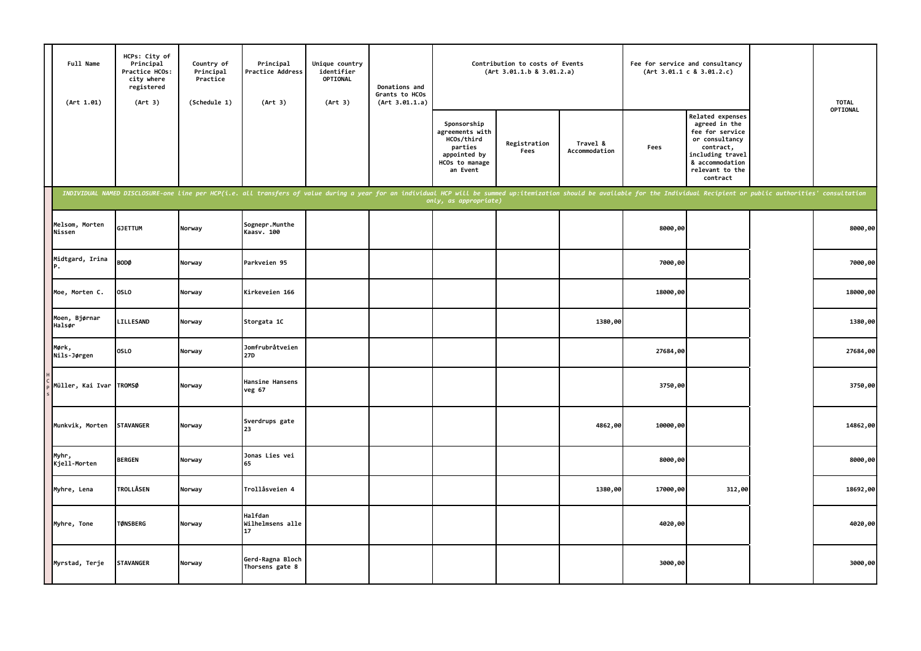| Full Name (Art 1.01) | HCPs: City of Principal Practice HCOs: city where registered (Art 3) | Country of Principal Practice (Schedule 1) | Principal Practice Address (Art 3) | Unique country identifier OPTIONAL (Art 3) | Donations and Grants to HCOs (Art 3.01.1.a) | Contribution to costs of Events (Art 3.01.1.b & 3.01.2.a) | | | Fee for service and consultancy (Art 3.01.1 c & 3.01.2.c) | | | TOTAL OPTIONAL |
|---|---|---|---|---|---|---|---|---|---|---|---|---|
| | | | | | | Sponsorship agreements with HCOs/third parties appointed by HCOs to manage an Event | Registration Fees | Travel & Accommodation | Fees | Related expenses agreed in the fee for service or consultancy contract, including travel & accommodation relevant to the contract | | |
| *INDIVIDUAL NAMED DISCLOSURE-one line per HCP(i.e. all transfers of value during a year for an individual HCP will be summed up:itemization should be available for the Individual Recipient or public authorities' consultation only, as appropriate)* | | | | | | | | | | | | |
| Melsom, Morten Nissen | GJETTUM | Norway | Sognepr.Munthe Kaasv. 100 | | | | | | 8000,00 | | | 8000,00 |
| Midtgard, Irina P. | BODØ | Norway | Parkveien 95 | | | | | | 7000,00 | | | 7000,00 |
| Moe, Morten C. | OSLO | Norway | Kirkeveien 166 | | | | | | 18000,00 | | | 18000,00 |
| Moen, Bjørnar Halsør | LILLESAND | Norway | Storgata 1C | | | | | 1380,00 | | | | 1380,00 |
| Mørk, Nils-Jørgen | OSLO | Norway | Jomfrubråtveien 27D | | | | | | 27684,00 | | | 27684,00 |
| Müller, Kai Ivar | TROMSØ | Norway | Hansine Hansens veg 67 | | | | | | 3750,00 | | | 3750,00 |
| Munkvik, Morten | STAVANGER | Norway | Sverdrups gate 23 | | | | | 4862,00 | 10000,00 | | | 14862,00 |
| Myhr, Kjell-Morten | BERGEN | Norway | Jonas Lies vei 65 | | | | | | 8000,00 | | | 8000,00 |
| Myhre, Lena | TROLLÅSEN | Norway | Trollåsveien 4 | | | | | 1380,00 | 17000,00 | 312,00 | | 18692,00 |
| Myhre, Tone | TØNSBERG | Norway | Halfdan Wilhelmsens alle 17 | | | | | | 4020,00 | | | 4020,00 |
| Myrstad, Terje | STAVANGER | Norway | Gerd-Ragna Bloch Thorsens gate 8 | | | | | | 3000,00 | | | 3000,00 |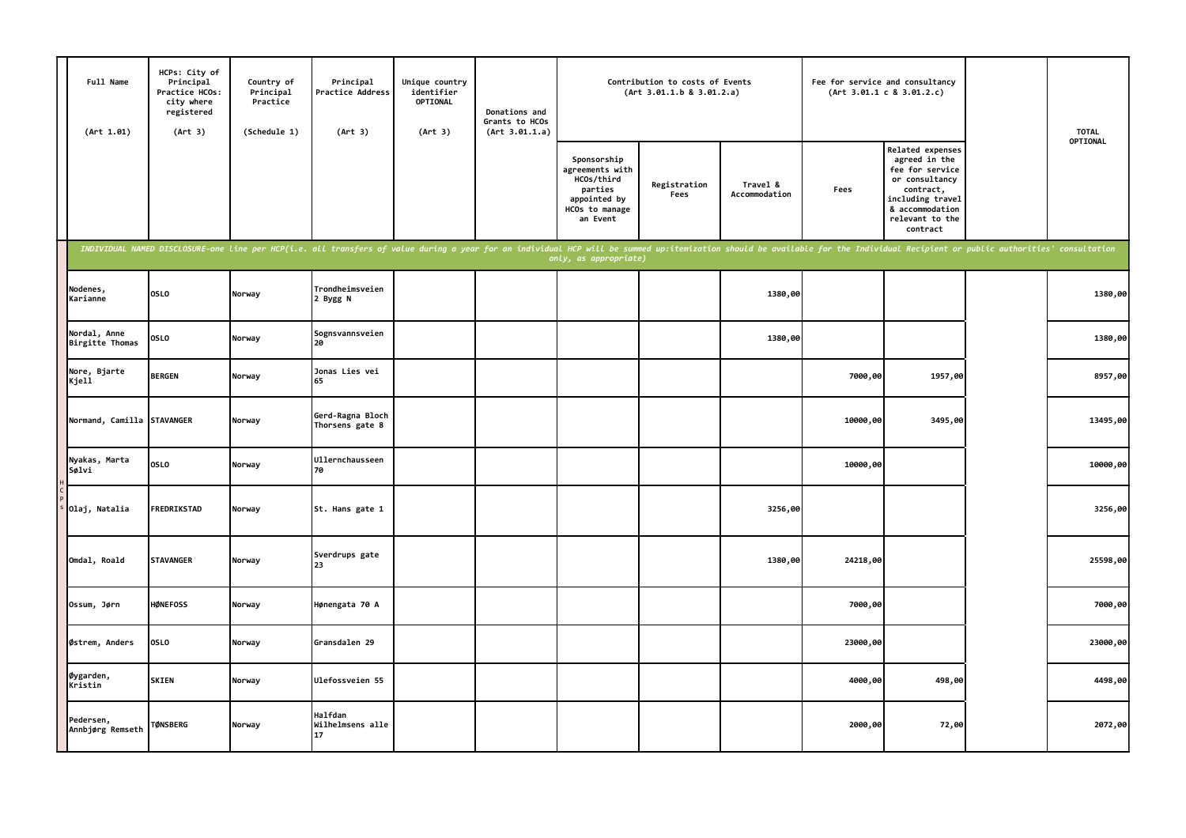| Full Name (Art 1.01) | HCPs: City of Principal Practice HCOs: city where registered (Art 3) | Country of Principal Practice (Schedule 1) | Principal Practice Address (Art 3) | Unique country identifier OPTIONAL (Art 3) | Donations and Grants to HCOs (Art 3.01.1.a) | Contribution to costs of Events (Art 3.01.1.b & 3.01.2.a) | | | Fee for service and consultancy (Art 3.01.1 c & 3.01.2.c) | | | TOTAL OPTIONAL |
|---|---|---|---|---|---|---|---|---|---|---|---|---|
| | | | | | | Sponsorship agreements with HCOs/third parties appointed by HCOs to manage an Event | Registration Fees | Travel & Accommodation | Fees | Related expenses agreed in the fee for service or consultancy contract, including travel & accommodation relevant to the contract | | |
| *INDIVIDUAL NAMED DISCLOSURE-one line per HCP(i.e. all transfers of value during a year for an individual HCP will be summed up:itemization should be available for the Individual Recipient or public authorities' consultation only, as appropriate)* | | | | | | | | | | | | |
| Nodenes, Karianne | OSLO | Norway | Trondheimsveien 2 Bygg N | | | | | 1380,00 | | | | 1380,00 |
| Nordal, Anne Birgitte Thomas | OSLO | Norway | Sognsvannsveien 20 | | | | | 1380,00 | | | | 1380,00 |
| Nore, Bjarte Kjell | BERGEN | Norway | Jonas Lies vei 65 | | | | | | 7000,00 | 1957,00 | | 8957,00 |
| Normand, Camilla | STAVANGER | Norway | Gerd-Ragna Bloch Thorsens gate 8 | | | | | | 10000,00 | 3495,00 | | 13495,00 |
| Nyakas, Marta Sølvi | OSLO | Norway | Ullernchausseen 70 | | | | | | 10000,00 | | | 10000,00 |
| Olaj, Natalia | FREDRIKSTAD | Norway | St. Hans gate 1 | | | | | 3256,00 | | | | 3256,00 |
| Omdal, Roald | STAVANGER | Norway | Sverdrups gate 23 | | | | | 1380,00 | 24218,00 | | | 25598,00 |
| Ossum, Jørn | HØNEFOSS | Norway | Hønengata 70 A | | | | | | 7000,00 | | | 7000,00 |
| Østrem, Anders | OSLO | Norway | Gransdalen 29 | | | | | | 23000,00 | | | 23000,00 |
| Øygarden, Kristin | SKIEN | Norway | Ulefossveien 55 | | | | | | 4000,00 | 498,00 | | 4498,00 |
| Pedersen, Annbjørg Remseth | TØNSBERG | Norway | Halfdan Wilhelmsens alle 17 | | | | | | 2000,00 | 72,00 | | 2072,00 |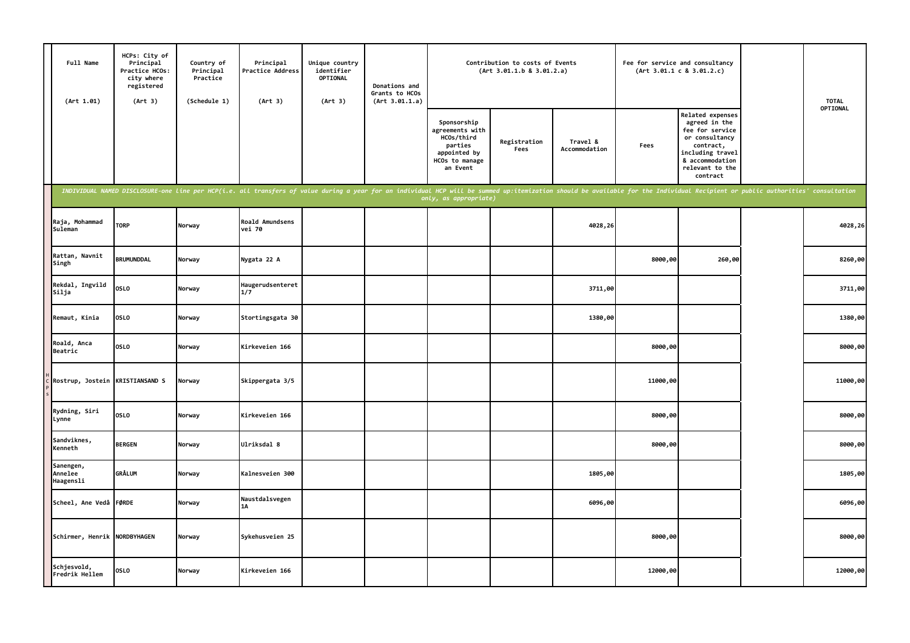| Full Name (Art 1.01) | HCPs: City of Principal Practice HCOs: city where registered (Art 3) | Country of Principal Practice (Schedule 1) | Principal Practice Address (Art 3) | Unique country identifier OPTIONAL (Art 3) | Donations and Grants to HCOs (Art 3.01.1.a) | Contribution to costs of Events (Art 3.01.1.b & 3.01.2.a) | | | Fee for service and consultancy (Art 3.01.1 c & 3.01.2.c) | | | TOTAL OPTIONAL |
|---|---|---|---|---|---|---|---|---|---|---|---|---|
| | | | | | | Sponsorship agreements with HCOs/third parties appointed by HCOs to manage an Event | Registration Fees | Travel & Accommodation | Fees | Related expenses agreed in the fee for service or consultancy contract, including travel & accommodation relevant to the contract | | |
| *INDIVIDUAL NAMED DISCLOSURE-one line per HCP(i.e. all transfers of value during a year for an individual HCP will be summed up:itemization should be available for the Individual Recipient or public authorities' consultation only, as appropriate)* | | | | | | | | | | | | |
| Raja, Mohammad Suleman | TORP | Norway | Roald Amundsens vei 70 | | | | | 4028,26 | | | | 4028,26 |
| Rattan, Navnit Singh | BRUMUNDDAL | Norway | Nygata 22 A | | | | | | 8000,00 | 260,00 | | 8260,00 |
| Rekdal, Ingvild Silja | OSLO | Norway | Haugerudsenteret 1/7 | | | | | 3711,00 | | | | 3711,00 |
| Remaut, Kinia | OSLO | Norway | Stortingsgata 30 | | | | | 1380,00 | | | | 1380,00 |
| Roald, Anca Beatric | OSLO | Norway | Kirkeveien 166 | | | | | | 8000,00 | | | 8000,00 |
| Rostrup, Jostein | KRISTIANSAND S | Norway | Skippergata 3/5 | | | | | | 11000,00 | | | 11000,00 |
| Rydning, Siri Lynne | OSLO | Norway | Kirkeveien 166 | | | | | | 8000,00 | | | 8000,00 |
| Sandviknes, Kenneth | BERGEN | Norway | Ulriksdal 8 | | | | | | 8000,00 | | | 8000,00 |
| Sanengen, Annelee Haagensli | GRÅLUM | Norway | Kalnesveien 300 | | | | | 1805,00 | | | | 1805,00 |
| Scheel, Ane Vedå | FØRDE | Norway | Naustdalsvegen 1A | | | | | 6096,00 | | | | 6096,00 |
| Schirmer, Henrik | NORDBYHAGEN | Norway | Sykehusveien 25 | | | | | | 8000,00 | | | 8000,00 |
| Schjesvold, Fredrik Hellem | OSLO | Norway | Kirkeveien 166 | | | | | | 12000,00 | | | 12000,00 |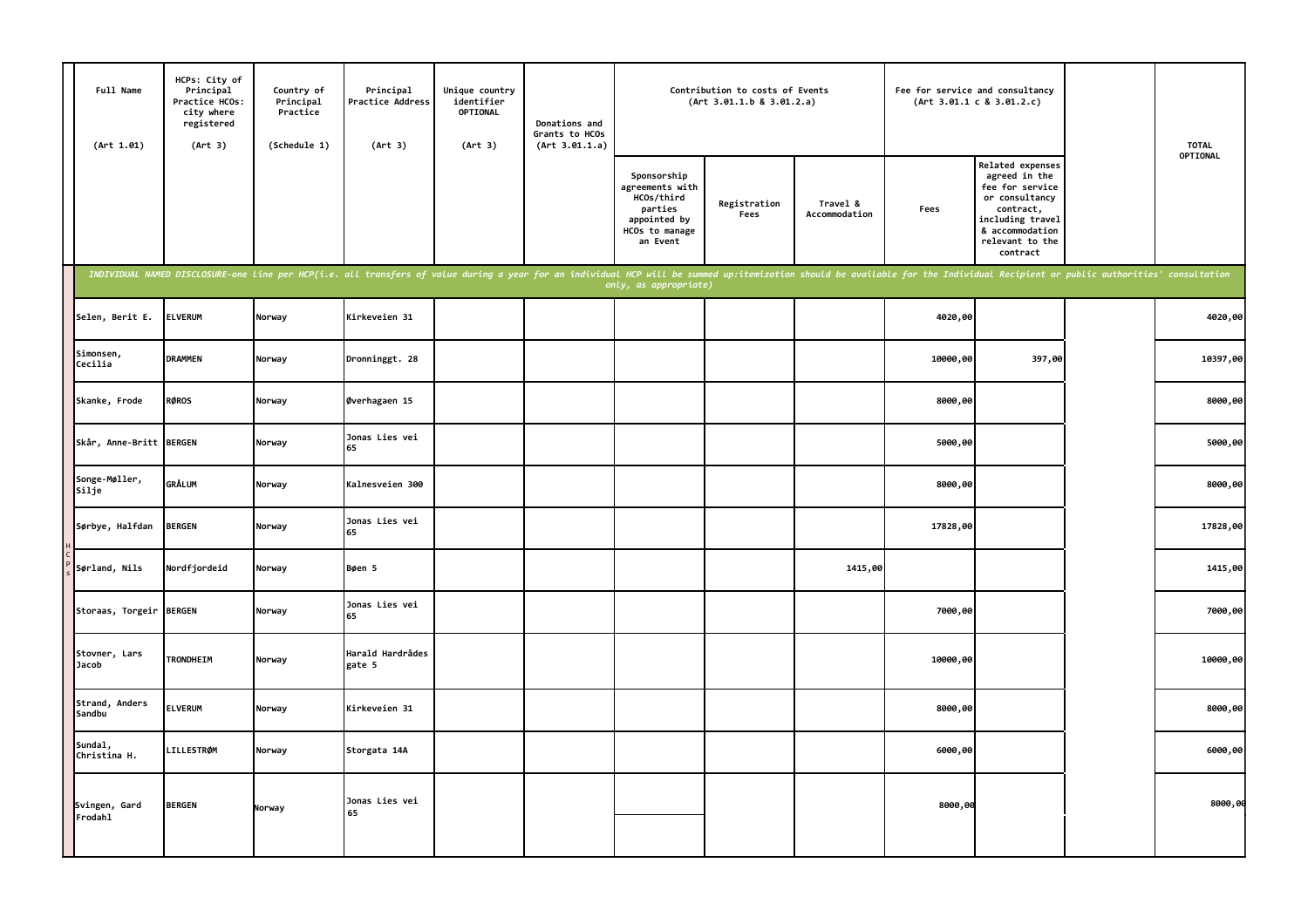| Full Name (Art 1.01) | HCPs: City of Principal Practice HCOs: city where registered (Art 3) | Country of Principal Practice (Schedule 1) | Principal Practice Address (Art 3) | Unique country identifier OPTIONAL (Art 3) | Donations and Grants to HCOs (Art 3.01.1.a) | Contribution to costs of Events (Art 3.01.1.b & 3.01.2.a) | | | Fee for service and consultancy (Art 3.01.1 c & 3.01.2.c) | | | TOTAL OPTIONAL |
|---|---|---|---|---|---|---|---|---|---|---|---|---|
| | | | | | | Sponsorship agreements with HCOs/third parties appointed by HCOs to manage an Event | Registration Fees | Travel & Accommodation | Fees | Related expenses agreed in the fee for service or consultancy contract, including travel & accommodation relevant to the contract | | |
| *INDIVIDUAL NAMED DISCLOSURE-one line per HCP(i.e. all transfers of value during a year for an individual HCP will be summed up:itemization should be available for the Individual Recipient or public authorities' consultation only, as appropriate)* | | | | | | | | | | | | |
| Selen, Berit E. | ELVERUM | Norway | Kirkeveien 31 | | | | | | 4020,00 | | | 4020,00 |
| Simonsen, Cecilia | DRAMMEN | Norway | Dronninggt. 28 | | | | | | 10000,00 | 397,00 | | 10397,00 |
| Skanke, Frode | RØROS | Norway | Øverhagaen 15 | | | | | | 8000,00 | | | 8000,00 |
| Skår, Anne-Britt | BERGEN | Norway | Jonas Lies vei 65 | | | | | | 5000,00 | | | 5000,00 |
| Songe-Møller, Silje | GRÅLUM | Norway | Kalnesveien 300 | | | | | | 8000,00 | | | 8000,00 |
| Sørbye, Halfdan | BERGEN | Norway | Jonas Lies vei 65 | | | | | | 17828,00 | | | 17828,00 |
| Sørland, Nils | Nordfjordeid | Norway | Bøen 5 | | | | | 1415,00 | | | | 1415,00 |
| Storaas, Torgeir | BERGEN | Norway | Jonas Lies vei 65 | | | | | | 7000,00 | | | 7000,00 |
| Stovner, Lars Jacob | TRONDHEIM | Norway | Harald Hardrådes gate 5 | | | | | | 10000,00 | | | 10000,00 |
| Strand, Anders Sandbu | ELVERUM | Norway | Kirkeveien 31 | | | | | | 8000,00 | | | 8000,00 |
| Sundal, Christina H. | LILLESTRØM | Norway | Storgata 14A | | | | | | 6000,00 | | | 6000,00 |
| Svingen, Gard Frodahl | BERGEN | Norway | Jonas Lies vei 65 | | | | | | 8000,00 | | | 8000,00 |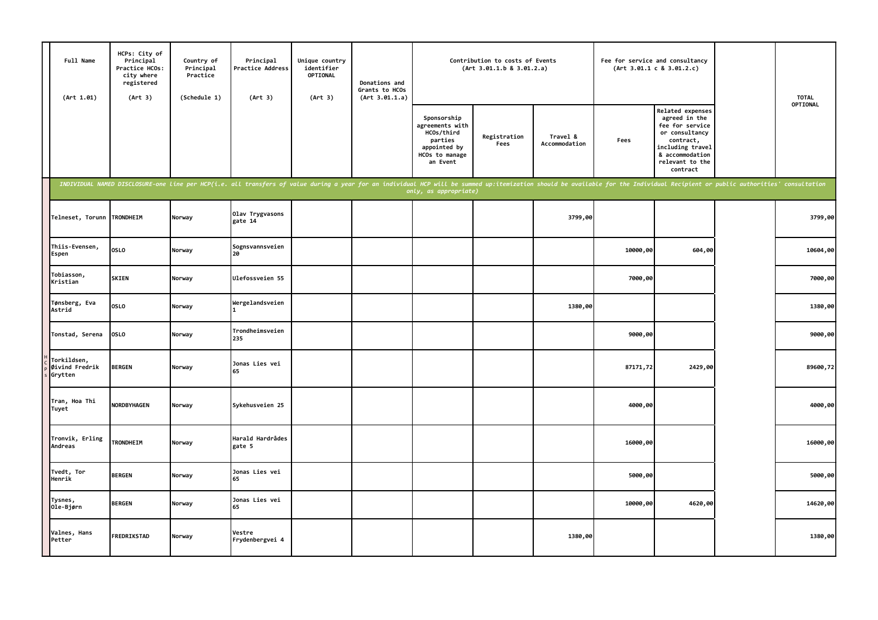| Full Name (Art 1.01) | HCPs: City of Principal Practice HCOs: city where registered (Art 3) | Country of Principal Practice (Schedule 1) | Principal Practice Address (Art 3) | Unique country identifier OPTIONAL (Art 3) | Donations and Grants to HCOs (Art 3.01.1.a) | Contribution to costs of Events (Art 3.01.1.b & 3.01.2.a) | | | Fee for service and consultancy (Art 3.01.1 c & 3.01.2.c) | | | TOTAL OPTIONAL |
|---|---|---|---|---|---|---|---|---|---|---|---|---|
| | | | | | | Sponsorship agreements with HCOs/third parties appointed by HCOs to manage an Event | Registration Fees | Travel & Accommodation | Fees | Related expenses agreed in the fee for service or consultancy contract, including travel & accommodation relevant to the contract | | |
| *INDIVIDUAL NAMED DISCLOSURE-one line per HCP(i.e. all transfers of value during a year for an individual HCP will be summed up:itemization should be available for the Individual Recipient or public authorities' consultation only, as appropriate)* | | | | | | | | | | | | |
| Telneset, Torunn | TRONDHEIM | Norway | Olav Trygvasons gate 14 | | | | | 3799,00 | | | | 3799,00 |
| Thiis-Evensen, Espen | OSLO | Norway | Sognsvannsveien 20 | | | | | | 10000,00 | 604,00 | | 10604,00 |
| Tobiasson, Kristian | SKIEN | Norway | Ulefossveien 55 | | | | | | 7000,00 | | | 7000,00 |
| Tønsberg, Eva Astrid | OSLO | Norway | Wergelandsveien 1 | | | | | 1380,00 | | | | 1380,00 |
| Tonstad, Serena | OSLO | Norway | Trondheimsveien 235 | | | | | | 9000,00 | | | 9000,00 |
| Torkildsen, Øivind Fredrik Grytten | BERGEN | Norway | Jonas Lies vei 65 | | | | | | 87171,72 | 2429,00 | | 89600,72 |
| Tran, Hoa Thi Tuyet | NORDBYHAGEN | Norway | Sykehusveien 25 | | | | | | 4000,00 | | | 4000,00 |
| Tronvik, Erling Andreas | TRONDHEIM | Norway | Harald Hardrådes gate 5 | | | | | | 16000,00 | | | 16000,00 |
| Tvedt, Tor Henrik | BERGEN | Norway | Jonas Lies vei 65 | | | | | | 5000,00 | | | 5000,00 |
| Tysnes, Ole-Bjørn | BERGEN | Norway | Jonas Lies vei 65 | | | | | | 10000,00 | 4620,00 | | 14620,00 |
| Valnes, Hans Petter | FREDRIKSTAD | Norway | Vestre Frydenbergvei 4 | | | | | 1380,00 | | | | 1380,00 |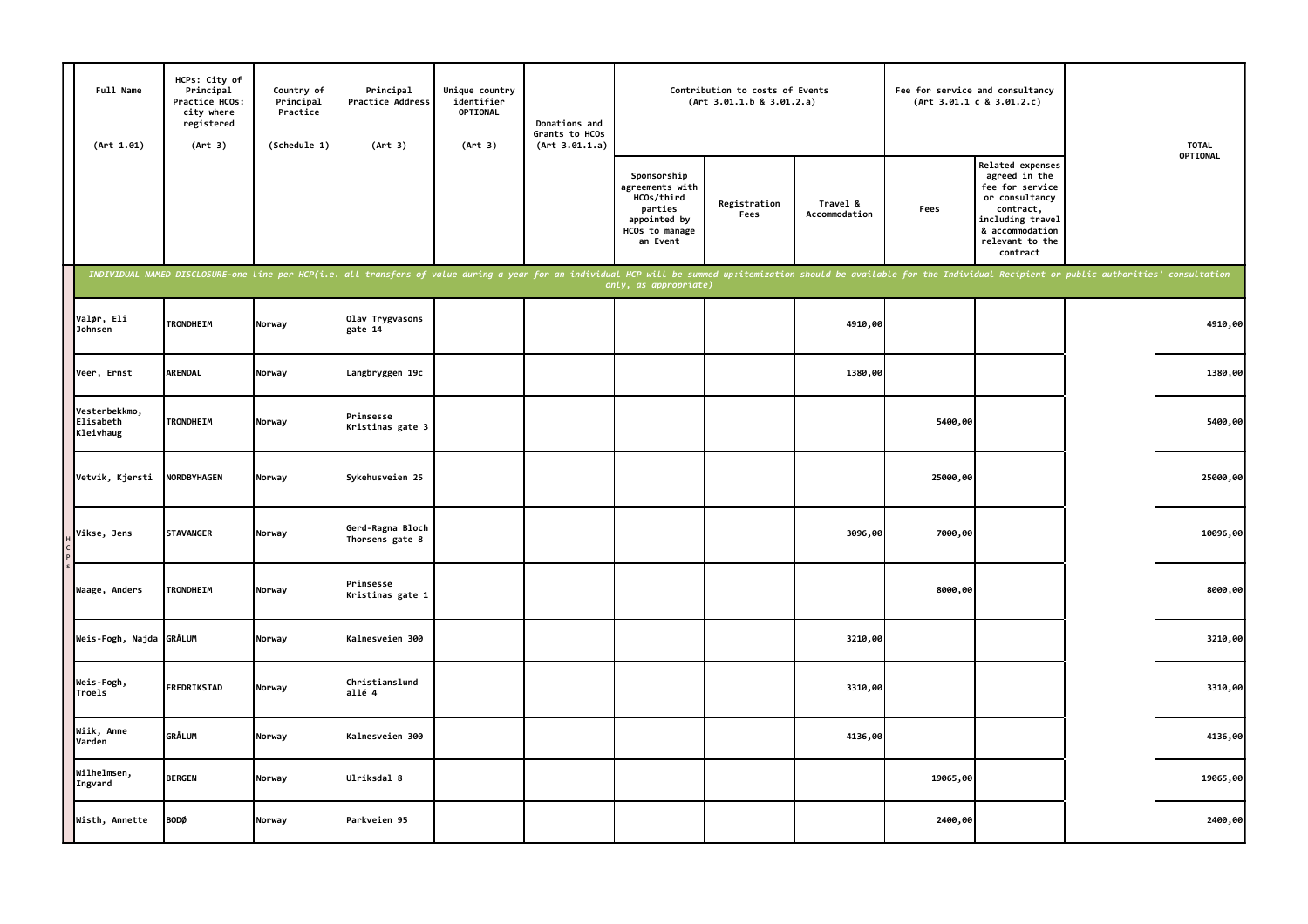| Full Name (Art 1.01) | HCPs: City of Principal Practice HCOs: city where registered (Art 3) | Country of Principal Practice (Schedule 1) | Principal Practice Address (Art 3) | Unique country identifier OPTIONAL (Art 3) | Donations and Grants to HCOs (Art 3.01.1.a) | Contribution to costs of Events (Art 3.01.1.b & 3.01.2.a) | | | Fee for service and consultancy (Art 3.01.1 c & 3.01.2.c) | | | TOTAL OPTIONAL |
|---|---|---|---|---|---|---|---|---|---|---|---|---|
| | | | | | | Sponsorship agreements with HCOs/third parties appointed by HCOs to manage an Event | Registration Fees | Travel & Accommodation | Fees | Related expenses agreed in the fee for service or consultancy contract, including travel & accommodation relevant to the contract | | |
| *INDIVIDUAL NAMED DISCLOSURE-one line per HCP(i.e. all transfers of value during a year for an individual HCP will be summed up:itemization should be available for the Individual Recipient or public authorities' consultation only, as appropriate)* | | | | | | | | | | | | |
| Valør, Eli Johnsen | TRONDHEIM | Norway | Olav Trygvasons gate 14 | | | | | 4910,00 | | | | 4910,00 |
| Veer, Ernst | ARENDAL | Norway | Langbryggen 19c | | | | | 1380,00 | | | | 1380,00 |
| Vesterbekkmo, Elisabeth Kleivhaug | TRONDHEIM | Norway | Prinsesse Kristinas gate 3 | | | | | | 5400,00 | | | 5400,00 |
| Vetvik, Kjersti | NORDBYHAGEN | Norway | Sykehusveien 25 | | | | | | 25000,00 | | | 25000,00 |
| Vikse, Jens | STAVANGER | Norway | Gerd-Ragna Bloch Thorsens gate 8 | | | | | 3096,00 | 7000,00 | | | 10096,00 |
| Waage, Anders | TRONDHEIM | Norway | Prinsesse Kristinas gate 1 | | | | | | 8000,00 | | | 8000,00 |
| Weis-Fogh, Najda | GRÅLUM | Norway | Kalnesveien 300 | | | | | 3210,00 | | | | 3210,00 |
| Weis-Fogh, Troels | FREDRIKSTAD | Norway | Christianslund allé 4 | | | | | 3310,00 | | | | 3310,00 |
| Wiik, Anne Varden | GRÅLUM | Norway | Kalnesveien 300 | | | | | 4136,00 | | | | 4136,00 |
| Wilhelmsen, Ingvard | BERGEN | Norway | Ulriksdal 8 | | | | | | 19065,00 | | | 19065,00 |
| Wisth, Annette | BODØ | Norway | Parkveien 95 | | | | | | 2400,00 | | | 2400,00 |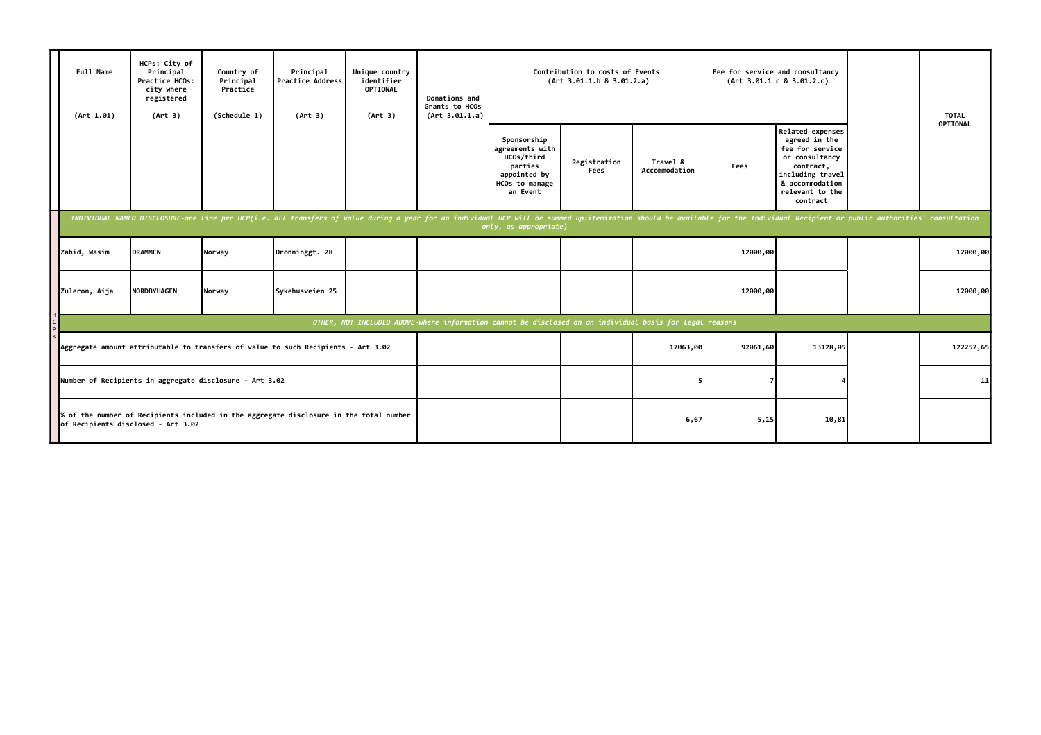| Full Name (Art 1.01) | HCPs: City of Principal Practice HCOs: city where registered (Art 3) | Country of Principal Practice (Schedule 1) | Principal Practice Address (Art 3) | Unique country identifier OPTIONAL (Art 3) | Donations and Grants to HCOs (Art 3.01.1.a) | Contribution to costs of Events (Art 3.01.1.b & 3.01.2.a) | | | Fee for service and consultancy (Art 3.01.1 c & 3.01.2.c) | | | TOTAL OPTIONAL |
|---|---|---|---|---|---|---|---|---|---|---|---|---|
| | | | | | | Sponsorship agreements with HCOs/third parties appointed by HCOs to manage an Event | Registration Fees | Travel & Accommodation | Fees | Related expenses agreed in the fee for service or consultancy contract, including travel & accommodation relevant to the contract | | |
| *INDIVIDUAL NAMED DISCLOSURE-one line per HCP(i.e. all transfers of value during a year for an individual HCP will be summed up:itemization should be available for the Individual Recipient or public authorities' consultation only, as appropriate)* | | | | | | | | | | | | |
| Zahid, Wasim | DRAMMEN | Norway | Dronninggt. 28 | | | | | | 12000,00 | | | 12000,00 |
| Zuleron, Aija | NORDBYHAGEN | Norway | Sykehusveien 25 | | | | | | 12000,00 | | | 12000,00 |
| *OTHER, NOT INCLUDED ABOVE-where information cannot be disclosed on an individual basis for legal reasons* | | | | | | | | | | | | |
| Aggregate amount attributable to transfers of value to such Recipients - Art 3.02 | | | | | | | | 17063,00 | 92061,60 | 13128,05 | | 122252,65 |
| Number of Recipients in aggregate disclosure - Art 3.02 | | | | | | | | 5 | 7 | 4 | | 11 |
| % of the number of Recipients included in the aggregate disclosure in the total number of Recipients disclosed - Art 3.02 | | | | | | | | 6,67 | 5,15 | 10,81 | | |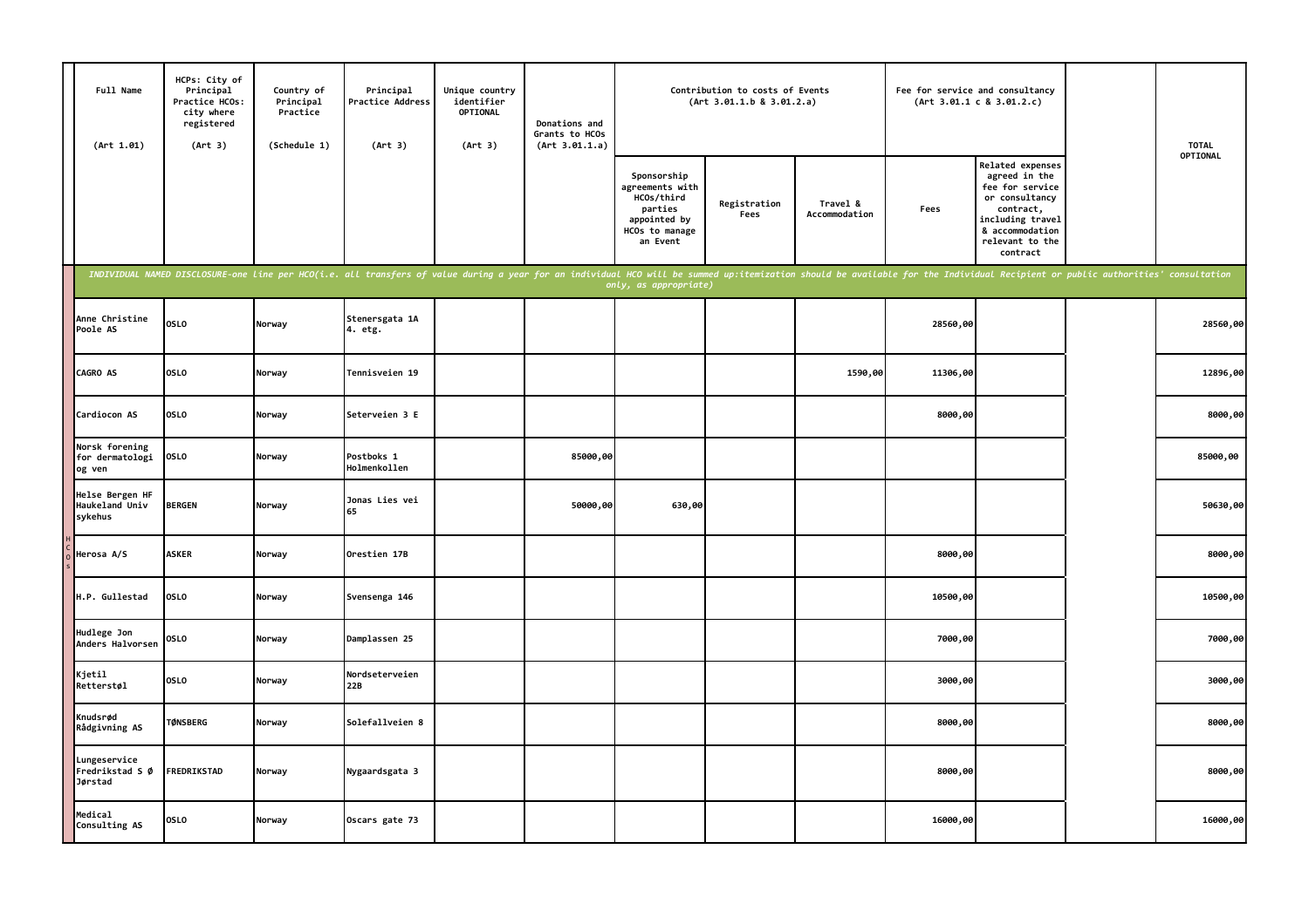| Full Name (Art 1.01) | HCPs: City of Principal Practice HCOs: city where registered (Art 3) | Country of Principal Practice (Schedule 1) | Principal Practice Address (Art 3) | Unique country identifier OPTIONAL (Art 3) | Donations and Grants to HCOs (Art 3.01.1.a) | Contribution to costs of Events (Art 3.01.1.b & 3.01.2.a) | | | Fee for service and consultancy (Art 3.01.1 c & 3.01.2.c) | | | TOTAL OPTIONAL |
|---|---|---|---|---|---|---|---|---|---|---|---|---|
| | | | | | | Sponsorship agreements with HCOs/third parties appointed by HCOs to manage an Event | Registration Fees | Travel & Accommodation | Fees | Related expenses agreed in the fee for service or consultancy contract, including travel & accommodation relevant to the contract | | |
| *INDIVIDUAL NAMED DISCLOSURE-one line per HCO(i.e. all transfers of value during a year for an individual HCO will be summed up:itemization should be available for the Individual Recipient or public authorities' consultation only, as appropriate)* | | | | | | | | | | | | |
| Anne Christine Poole AS | OSLO | Norway | Stenersgata 1A 4. etg. | | | | | | 28560,00 | | | 28560,00 |
| CAGRO AS | OSLO | Norway | Tennisveien 19 | | | | | 1590,00 | 11306,00 | | | 12896,00 |
| Cardiocon AS | OSLO | Norway | Seterveien 3 E | | | | | | 8000,00 | | | 8000,00 |
| Norsk forening for dermatologi og ven | OSLO | Norway | Postboks 1 Holmenkollen | | 85000,00 | | | | | | | 85000,00 |
| Helse Bergen HF Haukeland Univ sykehus | BERGEN | Norway | Jonas Lies vei 65 | | 50000,00 | 630,00 | | | | | | 50630,00 |
| Herosa A/S | ASKER | Norway | Orestien 17B | | | | | | 8000,00 | | | 8000,00 |
| H.P. Gullestad | OSLO | Norway | Svensenga 146 | | | | | | 10500,00 | | | 10500,00 |
| Hudlege Jon Anders Halvorsen | OSLO | Norway | Damplassen 25 | | | | | | 7000,00 | | | 7000,00 |
| Kjetil Retterstøl | OSLO | Norway | Nordseterveien 22B | | | | | | 3000,00 | | | 3000,00 |
| Knudsrød Rådgivning AS | TØNSBERG | Norway | Solefallveien 8 | | | | | | 8000,00 | | | 8000,00 |
| Lungeservice Fredrikstad S Ø Jørstad | FREDRIKSTAD | Norway | Nygaardsgata 3 | | | | | | 8000,00 | | | 8000,00 |
| Medical Consulting AS | OSLO | Norway | Oscars gate 73 | | | | | | 16000,00 | | | 16000,00 |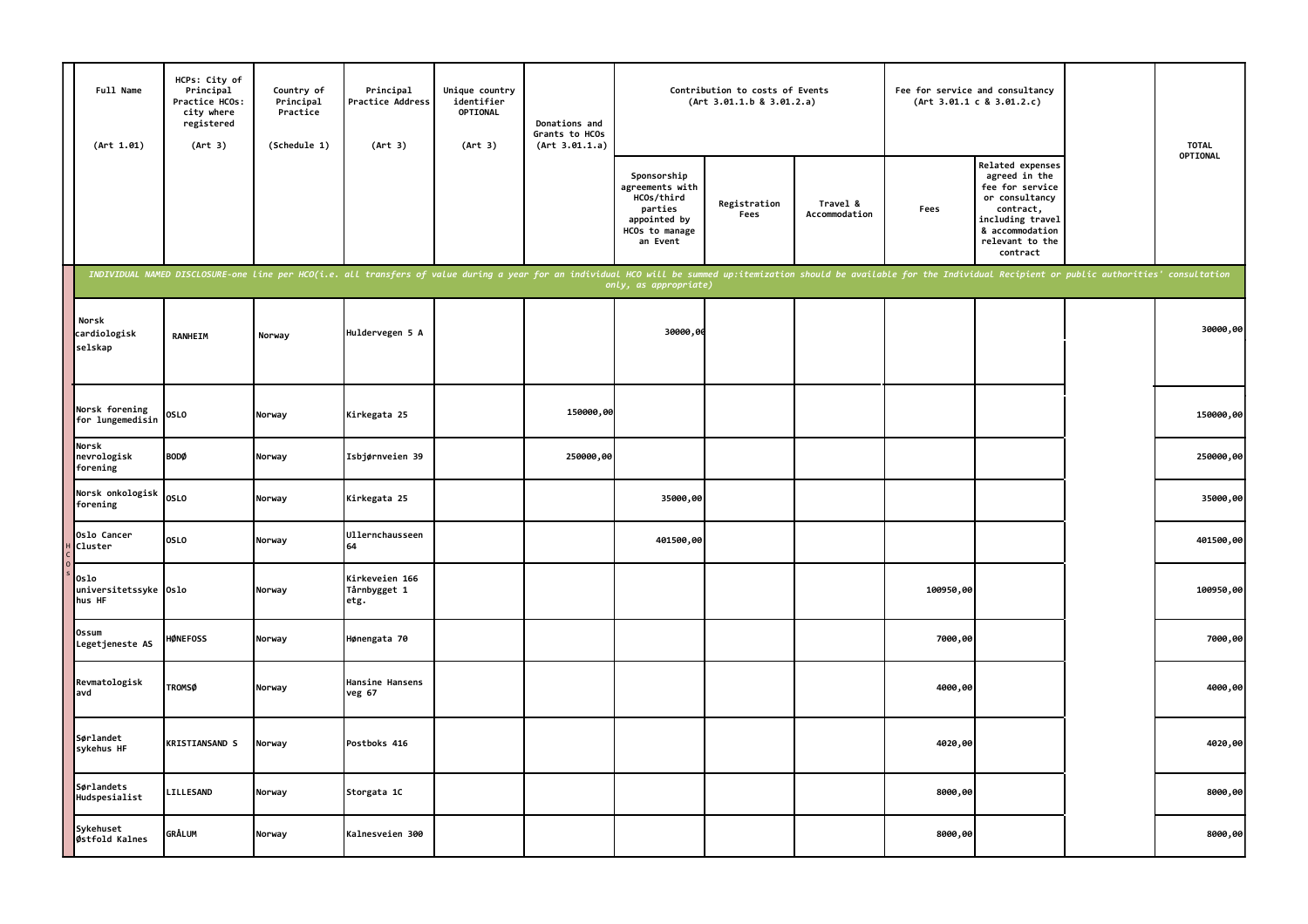| | Full Name<br>(Art 1.01) | HCPs: City of Principal Practice HCOs: city where registered<br>(Art 3) | Country of Principal Practice<br>(Schedule 1) | Principal Practice Address<br>(Art 3) | Unique country identifier OPTIONAL<br>(Art 3) | Donations and Grants to HCOs<br>(Art 3.01.1.a) | Contribution to costs of Events (Art 3.01.1.b & 3.01.2.a) | | | Fee for service and consultancy (Art 3.01.1 c & 3.01.2.c) | | | TOTAL OPTIONAL |
|---|---|---|---|---|---|---|---|---|---|---|---|---|---|
| | | | | | | | Sponsorship agreements with HCOs/third parties appointed by HCOs to manage an Event | Registration Fees | Travel & Accommodation | Fees | Related expenses agreed in the fee for service or consultancy contract, including travel & accommodation relevant to the contract | | |
| | *INDIVIDUAL NAMED DISCLOSURE-one line per HCO(i.e. all transfers of value during a year for an individual HCO will be summed up:itemization should be available for the Individual Recipient or public authorities' consultation only, as appropriate)* | | | | | | | | | | | | |
| HCOs | Norsk cardiologisk selskap | RANHEIM | Norway | Huldervegen 5 A | | | 30000,00 | | | | | | 30000,00 |
| | Norsk forening for lungemedisin | OSLO | Norway | Kirkegata 25 | | 150000,00 | | | | | | | 150000,00 |
| | Norsk nevrologisk forening | BODØ | Norway | Isbjørnveien 39 | | 250000,00 | | | | | | | 250000,00 |
| | Norsk onkologisk forening | OSLO | Norway | Kirkegata 25 | | | 35000,00 | | | | | | 35000,00 |
| | Oslo Cancer Cluster | OSLO | Norway | Ullernchausseen 64 | | | 401500,00 | | | | | | 401500,00 |
| | Oslo universitetssykehus HF | Oslo | Norway | Kirkeveien 166 Tårnbygget 1 etg. | | | | | | 100950,00 | | | 100950,00 |
| | Ossum Legetjeneste AS | HØNEFOSS | Norway | Hønengata 70 | | | | | | 7000,00 | | | 7000,00 |
| | Revmatologisk avd | TROMSØ | Norway | Hansine Hansens veg 67 | | | | | | 4000,00 | | | 4000,00 |
| | Sørlandet sykehus HF | KRISTIANSAND S | Norway | Postboks 416 | | | | | | 4020,00 | | | 4020,00 |
| | Sørlandets Hudspesialist | LILLESAND | Norway | Storgata 1C | | | | | | 8000,00 | | | 8000,00 |
| | Sykehuset Østfold Kalnes | GRÅLUM | Norway | Kalnesveien 300 | | | | | | 8000,00 | | | 8000,00 |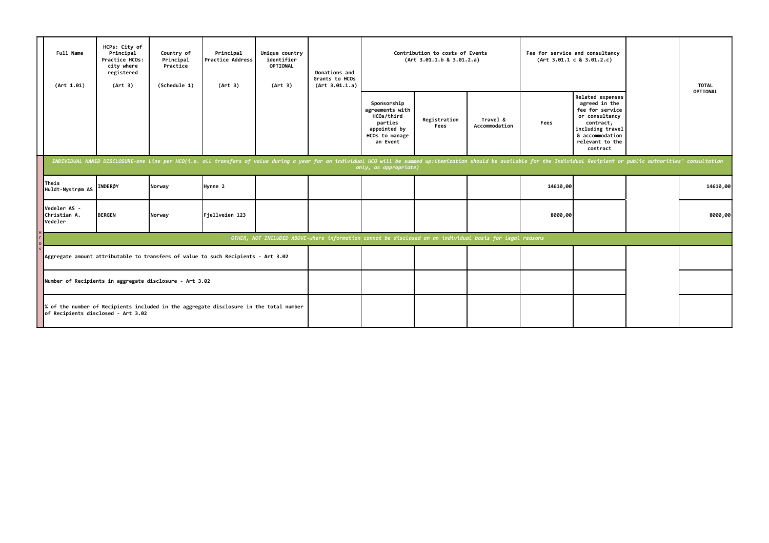| | Full Name (Art 1.01) | HCPs: City of Principal Practice HCOs: city where registered (Art 3) | Country of Principal Practice (Schedule 1) | Principal Practice Address (Art 3) | Unique country identifier OPTIONAL (Art 3) | Donations and Grants to HCOs (Art 3.01.1.a) | Contribution to costs of Events (Art 3.01.1.b & 3.01.2.a) | | | Fee for service and consultancy (Art 3.01.1 c & 3.01.2.c) | | | TOTAL OPTIONAL |
|---|---|---|---|---|---|---|---|---|---|---|---|---|---|
| | | | | | | | Sponsorship agreements with HCOs/third parties appointed by HCOs to manage an Event | Registration Fees | Travel & Accommodation | Fees | Related expenses agreed in the fee for service or consultancy contract, including travel & accommodation relevant to the contract | | |
| H C O s | *INDIVIDUAL NAMED DISCLOSURE-one line per HCO(i.e. all transfers of value during a year for an individual HCO will be summed up:itemization should be available for the Individual Recipient or public authorities' consultation only, as appropriate)* | | | | | | | | | | | | |
| | Theis Huldt-Nystrøm AS | INDERØY | Norway | Hynne 2 | | | | | | 14610,00 | | | 14610,00 |
| | Vedeler AS - Christian A. Vedeler | BERGEN | Norway | Fjellveien 123 | | | | | | 8000,00 | | | 8000,00 |
| | *OTHER, NOT INCLUDED ABOVE-where information cannot be disclosed on an individual basis for legal reasons* | | | | | | | | | | | | |
| | Aggregate amount attributable to transfers of value to such Recipients - Art 3.02 | | | | | | | | | | | | |
| | Number of Recipients in aggregate disclosure - Art 3.02 | | | | | | | | | | | | |
| | % of the number of Recipients included in the aggregate disclosure in the total number of Recipients disclosed - Art 3.02 | | | | | | | | | | | | |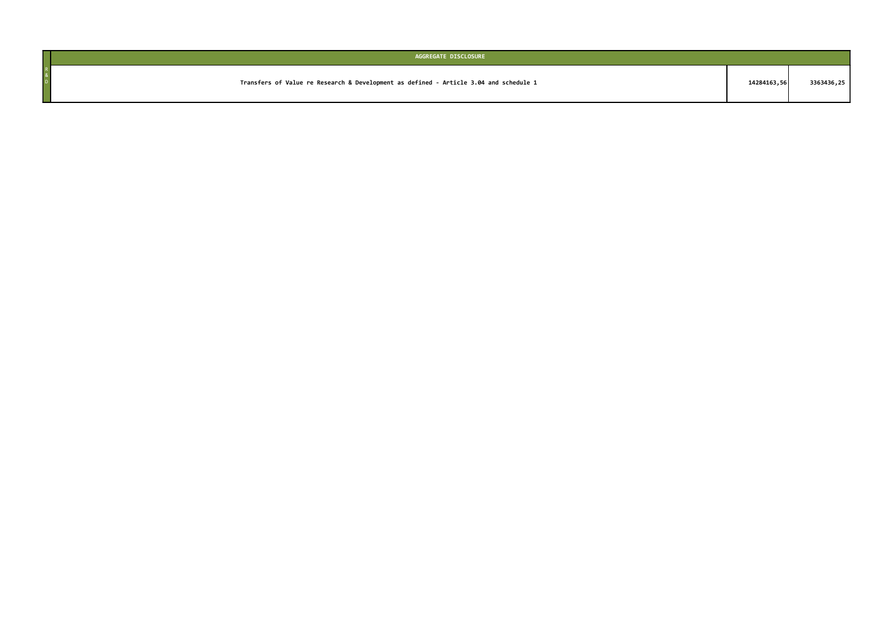| | | | |
|---|---|---|---|
| | AGGREGATE DISCLOSURE | | |
| R & D | Transfers of Value re Research & Development as defined - Article 3.04 and schedule 1 | 14284163,56 | 3363436,25 |